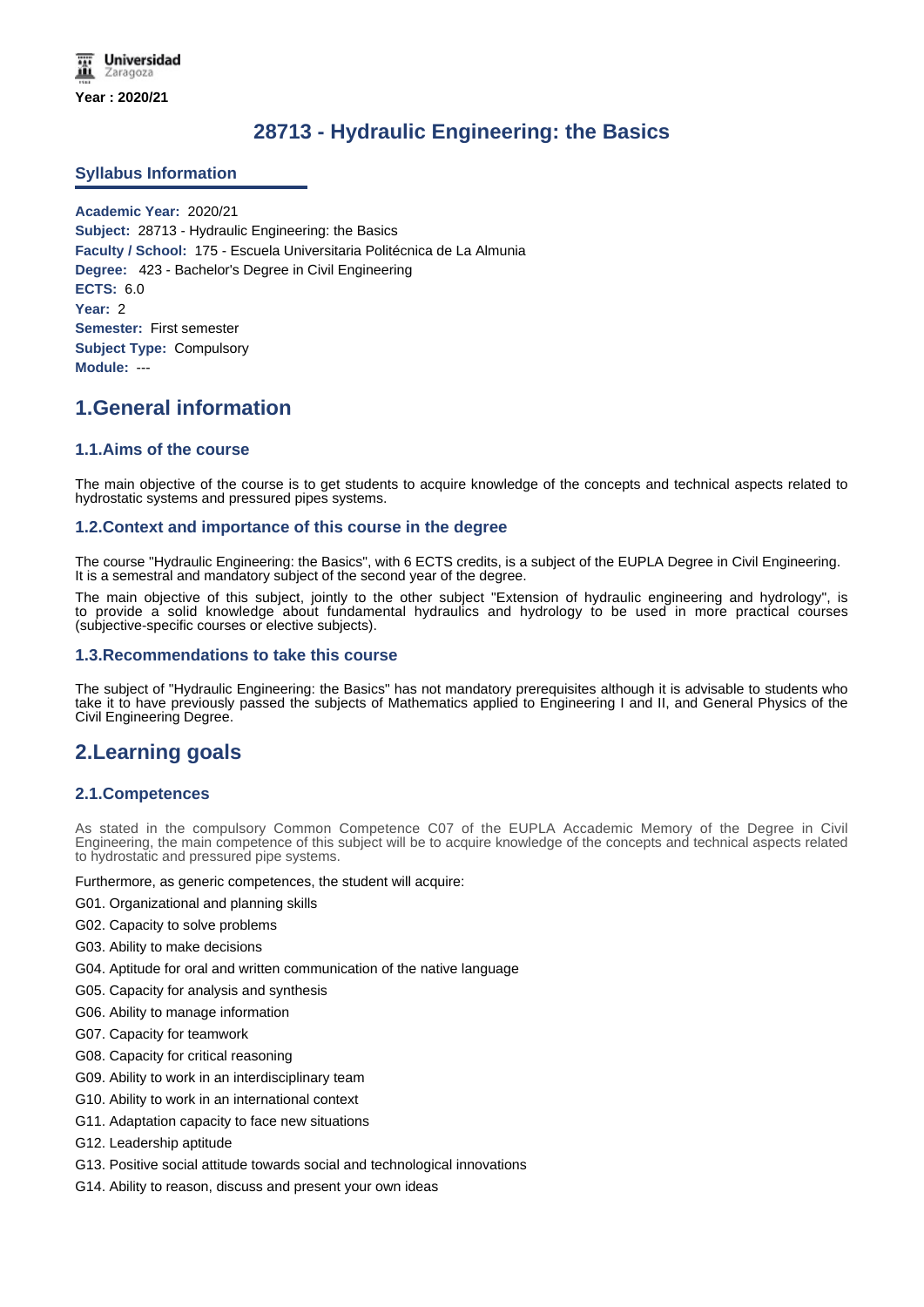Universidad Zaragoza

Year : 2020/21

# 28713 - Hydraulic Engineering: the Basics

## Syllabus Information

**Academic Year:** 2020/21
**Subject:** 28713 - Hydraulic Engineering: the Basics
**Faculty / School:** 175 - Escuela Universitaria Politécnica de La Almunia
**Degree:** 423 - Bachelor's Degree in Civil Engineering
**ECTS:** 6.0
**Year:** 2
**Semester:** First semester
**Subject Type:** Compulsory
**Module:** ---

## 1.General information

### 1.1.Aims of the course

The main objective of the course is to get students to acquire knowledge of the concepts and technical aspects related to hydrostatic systems and pressured pipes systems.

### 1.2.Context and importance of this course in the degree

The course "Hydraulic Engineering: the Basics", with 6 ECTS credits, is a subject of the EUPLA Degree in Civil Engineering. It is a semestral and mandatory subject of the second year of the degree.

The main objective of this subject, jointly to the other subject "Extension of hydraulic engineering and hydrology", is to provide a solid knowledge about fundamental hydraulics and hydrology to be used in more practical courses (subjective-specific courses or elective subjects).

### 1.3.Recommendations to take this course

The subject of "Hydraulic Engineering: the Basics" has not mandatory prerequisites although it is advisable to students who take it to have previously passed the subjects of Mathematics applied to Engineering I and II, and General Physics of the Civil Engineering Degree.

## 2.Learning goals

### 2.1.Competences

As stated in the compulsory Common Competence C07 of the EUPLA Accademic Memory of the Degree in Civil Engineering, the main competence of this subject will be to acquire knowledge of the concepts and technical aspects related to hydrostatic and pressured pipe systems.

Furthermore, as generic competences, the student will acquire:

G01. Organizational and planning skills

G02. Capacity to solve problems

G03. Ability to make decisions

G04. Aptitude for oral and written communication of the native language

G05. Capacity for analysis and synthesis

G06. Ability to manage information

G07. Capacity for teamwork

G08. Capacity for critical reasoning

G09. Ability to work in an interdisciplinary team

G10. Ability to work in an international context

G11. Adaptation capacity to face new situations

G12. Leadership aptitude

G13. Positive social attitude towards social and technological innovations

G14. Ability to reason, discuss and present your own ideas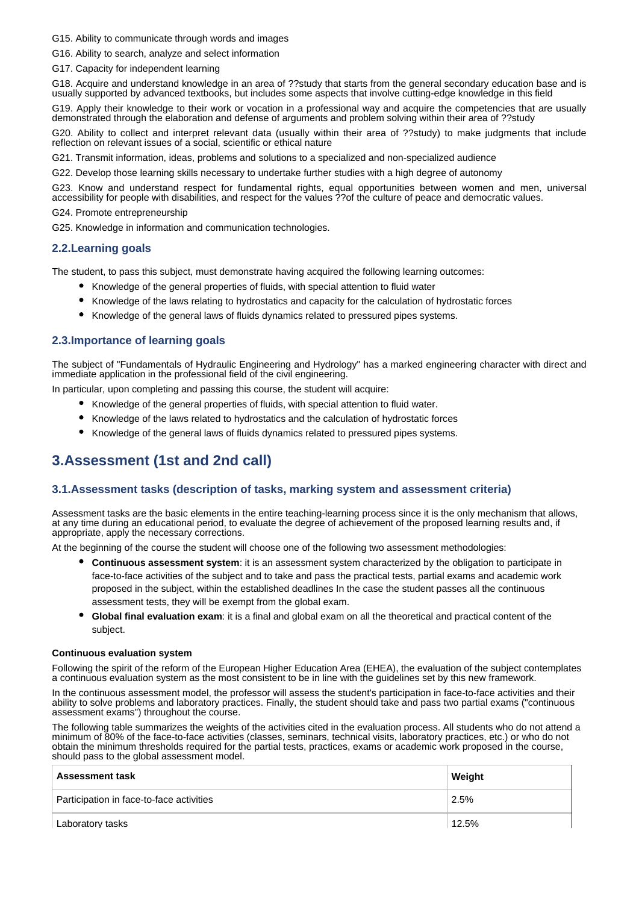G15. Ability to communicate through words and images

G16. Ability to search, analyze and select information

G17. Capacity for independent learning

G18. Acquire and understand knowledge in an area of ??study that starts from the general secondary education base and is usually supported by advanced textbooks, but includes some aspects that involve cutting-edge knowledge in this field

G19. Apply their knowledge to their work or vocation in a professional way and acquire the competencies that are usually demonstrated through the elaboration and defense of arguments and problem solving within their area of ??study

G20. Ability to collect and interpret relevant data (usually within their area of ??study) to make judgments that include reflection on relevant issues of a social, scientific or ethical nature

G21. Transmit information, ideas, problems and solutions to a specialized and non-specialized audience

G22. Develop those learning skills necessary to undertake further studies with a high degree of autonomy

G23. Know and understand respect for fundamental rights, equal opportunities between women and men, universal accessibility for people with disabilities, and respect for the values ??of the culture of peace and democratic values.

G24. Promote entrepreneurship

G25. Knowledge in information and communication technologies.

### 2.2.Learning goals

The student, to pass this subject, must demonstrate having acquired the following learning outcomes:

- Knowledge of the general properties of fluids, with special attention to fluid water
- Knowledge of the laws relating to hydrostatics and capacity for the calculation of hydrostatic forces
- Knowledge of the general laws of fluids dynamics related to pressured pipes systems.

### 2.3.Importance of learning goals

The subject of "Fundamentals of Hydraulic Engineering and Hydrology" has a marked engineering character with direct and immediate application in the professional field of the civil engineering.

In particular, upon completing and passing this course, the student will acquire:

- Knowledge of the general properties of fluids, with special attention to fluid water.
- Knowledge of the laws related to hydrostatics and the calculation of hydrostatic forces
- Knowledge of the general laws of fluids dynamics related to pressured pipes systems.

## 3.Assessment (1st and 2nd call)

### 3.1.Assessment tasks (description of tasks, marking system and assessment criteria)

Assessment tasks are the basic elements in the entire teaching-learning process since it is the only mechanism that allows, at any time during an educational period, to evaluate the degree of achievement of the proposed learning results and, if appropriate, apply the necessary corrections.

At the beginning of the course the student will choose one of the following two assessment methodologies:

- **Continuous assessment system**: it is an assessment system characterized by the obligation to participate in face-to-face activities of the subject and to take and pass the practical tests, partial exams and academic work proposed in the subject, within the established deadlines In the case the student passes all the continuous assessment tests, they will be exempt from the global exam.
- **Global final evaluation exam**: it is a final and global exam on all the theoretical and practical content of the subject.

**Continuous evaluation system**

Following the spirit of the reform of the European Higher Education Area (EHEA), the evaluation of the subject contemplates a continuous evaluation system as the most consistent to be in line with the guidelines set by this new framework.

In the continuous assessment model, the professor will assess the student's participation in face-to-face activities and their ability to solve problems and laboratory practices. Finally, the student should take and pass two partial exams ("continuous assessment exams") throughout the course.

The following table summarizes the weights of the activities cited in the evaluation process. All students who do not attend a minimum of 80% of the face-to-face activities (classes, seminars, technical visits, laboratory practices, etc.) or who do not obtain the minimum thresholds required for the partial tests, practices, exams or academic work proposed in the course, should pass to the global assessment model.

| Assessment task | Weight |
|---|---|
| Participation in face-to-face activities | 2.5% |
| Laboratory tasks | 12.5% |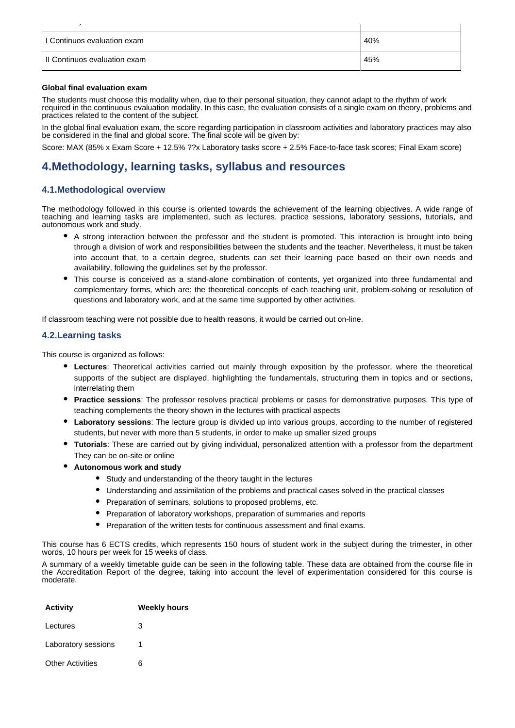| | |
|---|---|
| I Continuos evaluation exam | 40% |
| II Continuos evaluation exam | 45% |

**Global final evaluation exam**

The students must choose this modality when, due to their personal situation, they cannot adapt to the rhythm of work required in the continuous evaluation modality. In this case, the evaluation consists of a single exam on theory, problems and practices related to the content of the subject.

In the global final evaluation exam, the score regarding participation in classroom activities and laboratory practices may also be considered in the final and global score. The final scole will be given by:

Score: MAX (85% x Exam Score + 12.5% ??x Laboratory tasks score + 2.5% Face-to-face task scores; Final Exam score)

# 4.Methodology, learning tasks, syllabus and resources

## 4.1.Methodological overview

The methodology followed in this course is oriented towards the achievement of the learning objectives. A wide range of teaching and learning tasks are implemented, such as lectures, practice sessions, laboratory sessions, tutorials, and autonomous work and study.

- A strong interaction between the professor and the student is promoted. This interaction is brought into being through a division of work and responsibilities between the students and the teacher. Nevertheless, it must be taken into account that, to a certain degree, students can set their learning pace based on their own needs and availability, following the guidelines set by the professor.
- This course is conceived as a stand-alone combination of contents, yet organized into three fundamental and complementary forms, which are: the theoretical concepts of each teaching unit, problem-solving or resolution of questions and laboratory work, and at the same time supported by other activities.

If classroom teaching were not possible due to health reasons, it would be carried out on-line.

## 4.2.Learning tasks

This course is organized as follows:

- **Lectures**: Theoretical activities carried out mainly through exposition by the professor, where the theoretical supports of the subject are displayed, highlighting the fundamentals, structuring them in topics and or sections, interrelating them
- **Practice sessions**: The professor resolves practical problems or cases for demonstrative purposes. This type of teaching complements the theory shown in the lectures with practical aspects
- **Laboratory sessions**: The lecture group is divided up into various groups, according to the number of registered students, but never with more than 5 students, in order to make up smaller sized groups
- **Tutorials**: These are carried out by giving individual, personalized attention with a professor from the department They can be on-site or online
- **Autonomous work and study**
    - Study and understanding of the theory taught in the lectures
    - Understanding and assimilation of the problems and practical cases solved in the practical classes
    - Preparation of seminars, solutions to proposed problems, etc.
    - Preparation of laboratory workshops, preparation of summaries and reports
    - Preparation of the written tests for continuous assessment and final exams.

This course has 6 ECTS credits, which represents 150 hours of student work in the subject during the trimester, in other words, 10 hours per week for 15 weeks of class.

A summary of a weekly timetable guide can be seen in the following table. These data are obtained from the course file in the Accreditation Report of the degree, taking into account the level of experimentation considered for this course is moderate.

| Activity | Weekly hours |
|---|---|
| Lectures | 3 |
| Laboratory sessions | 1 |
| Other Activities | 6 |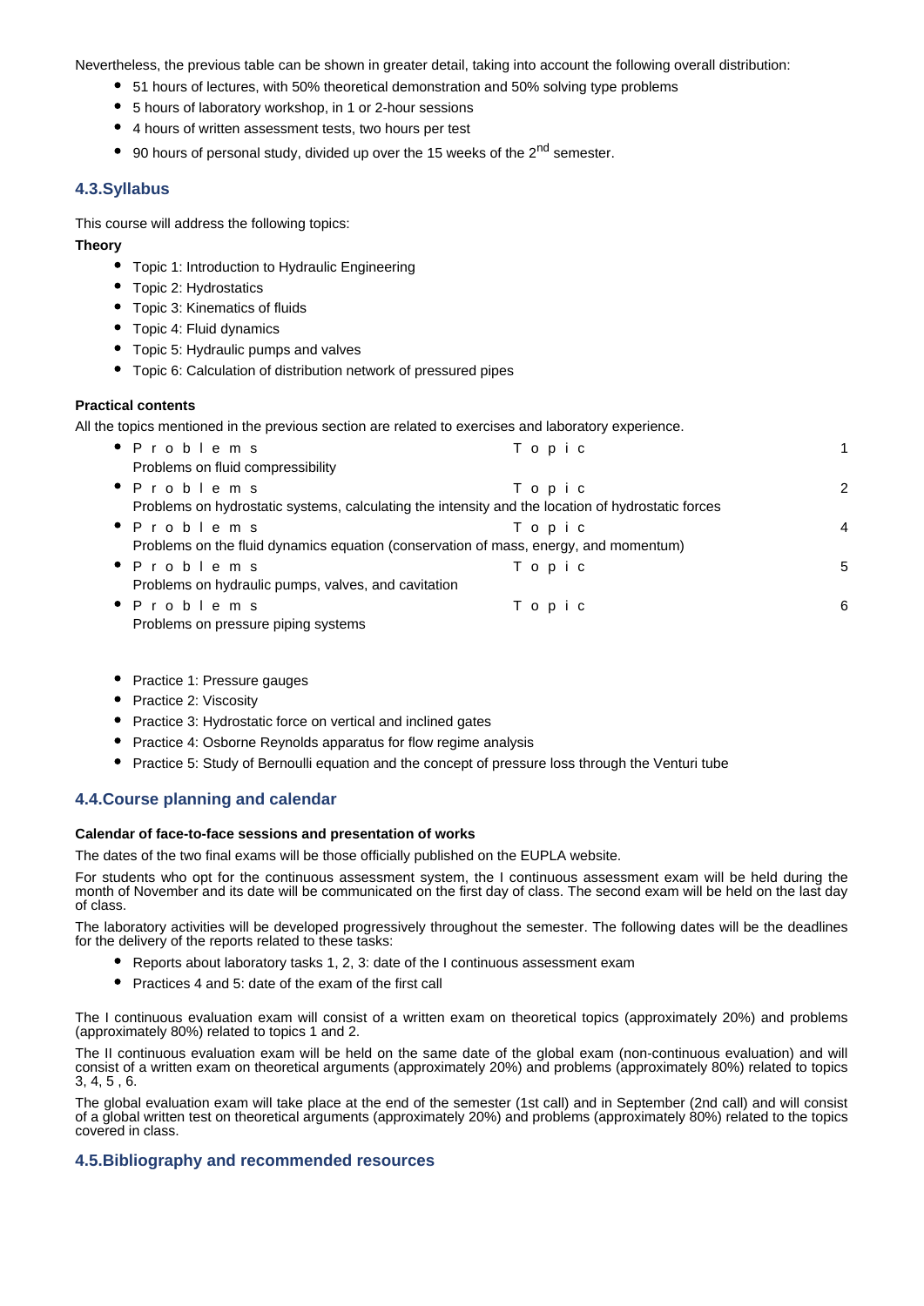Nevertheless, the previous table can be shown in greater detail, taking into account the following overall distribution:

- 51 hours of lectures, with 50% theoretical demonstration and 50% solving type problems
- 5 hours of laboratory workshop, in 1 or 2-hour sessions
- 4 hours of written assessment tests, two hours per test
- 90 hours of personal study, divided up over the 15 weeks of the 2nd semester.

## 4.3.Syllabus

This course will address the following topics:

**Theory**

- Topic 1: Introduction to Hydraulic Engineering
- Topic 2: Hydrostatics
- Topic 3: Kinematics of fluids
- Topic 4: Fluid dynamics
- Topic 5: Hydraulic pumps and valves
- Topic 6: Calculation of distribution network of pressured pipes

**Practical contents**

All the topics mentioned in the previous section are related to exercises and laboratory experience.

- Problems Topic 1
  Problems on fluid compressibility
- Problems Topic 2
  Problems on hydrostatic systems, calculating the intensity and the location of hydrostatic forces
- Problems Topic 4
  Problems on the fluid dynamics equation (conservation of mass, energy, and momentum)
- Problems Topic 5
  Problems on hydraulic pumps, valves, and cavitation
- Problems Topic 6
  Problems on pressure piping systems

- Practice 1: Pressure gauges
- Practice 2: Viscosity
- Practice 3: Hydrostatic force on vertical and inclined gates
- Practice 4: Osborne Reynolds apparatus for flow regime analysis
- Practice 5: Study of Bernoulli equation and the concept of pressure loss through the Venturi tube

## 4.4.Course planning and calendar

**Calendar of face-to-face sessions and presentation of works**

The dates of the two final exams will be those officially published on the EUPLA website.

For students who opt for the continuous assessment system, the I continuous assessment exam will be held during the month of November and its date will be communicated on the first day of class. The second exam will be held on the last day of class.

The laboratory activities will be developed progressively throughout the semester. The following dates will be the deadlines for the delivery of the reports related to these tasks:

- Reports about laboratory tasks 1, 2, 3: date of the I continuous assessment exam
- Practices 4 and 5: date of the exam of the first call

The I continuous evaluation exam will consist of a written exam on theoretical topics (approximately 20%) and problems (approximately 80%) related to topics 1 and 2.

The II continuous evaluation exam will be held on the same date of the global exam (non-continuous evaluation) and will consist of a written exam on theoretical arguments (approximately 20%) and problems (approximately 80%) related to topics 3, 4, 5 , 6.

The global evaluation exam will take place at the end of the semester (1st call) and in September (2nd call) and will consist of a global written test on theoretical arguments (approximately 20%) and problems (approximately 80%) related to the topics covered in class.

## 4.5.Bibliography and recommended resources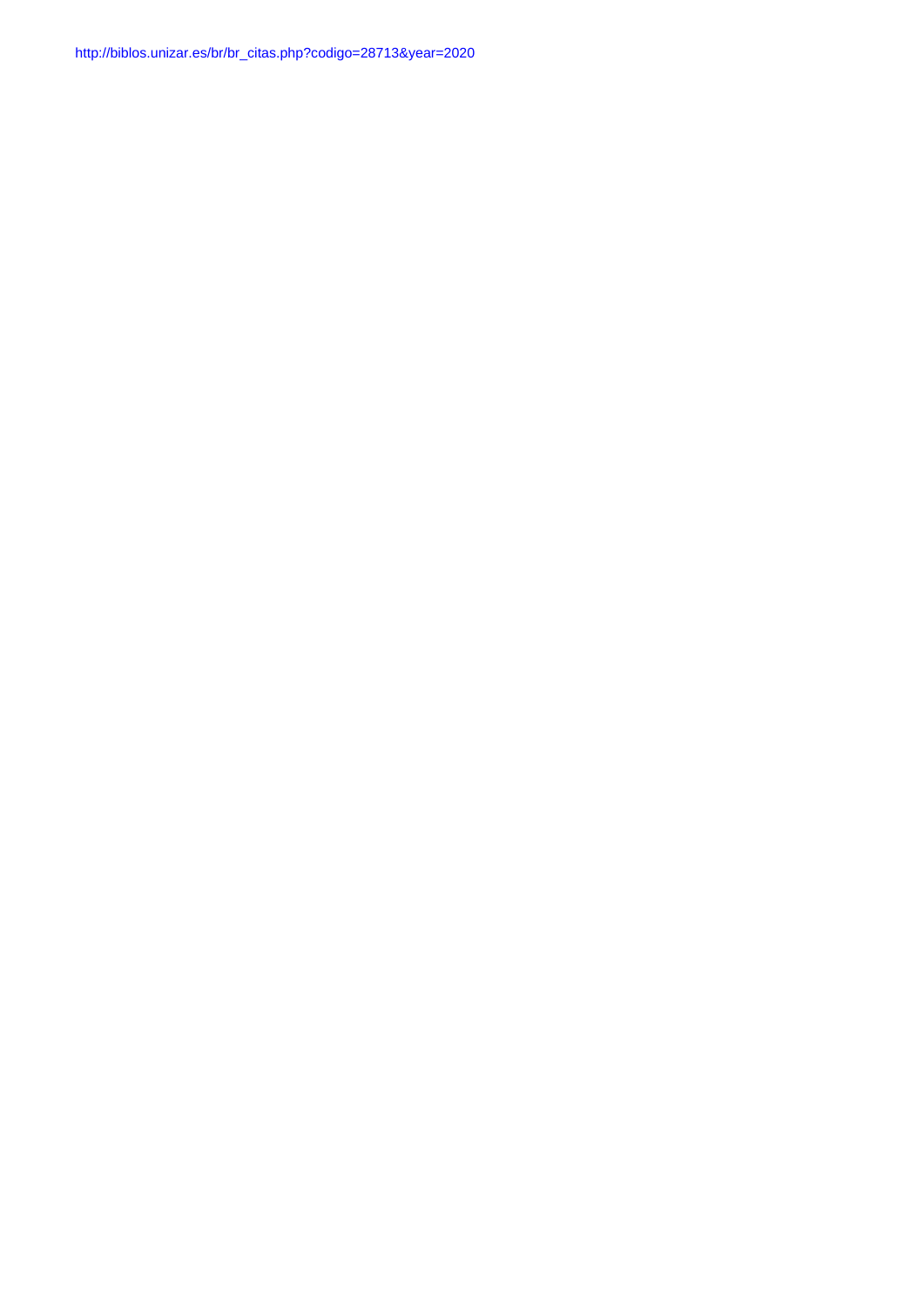http://biblos.unizar.es/br/br_citas.php?codigo=28713&year=2020